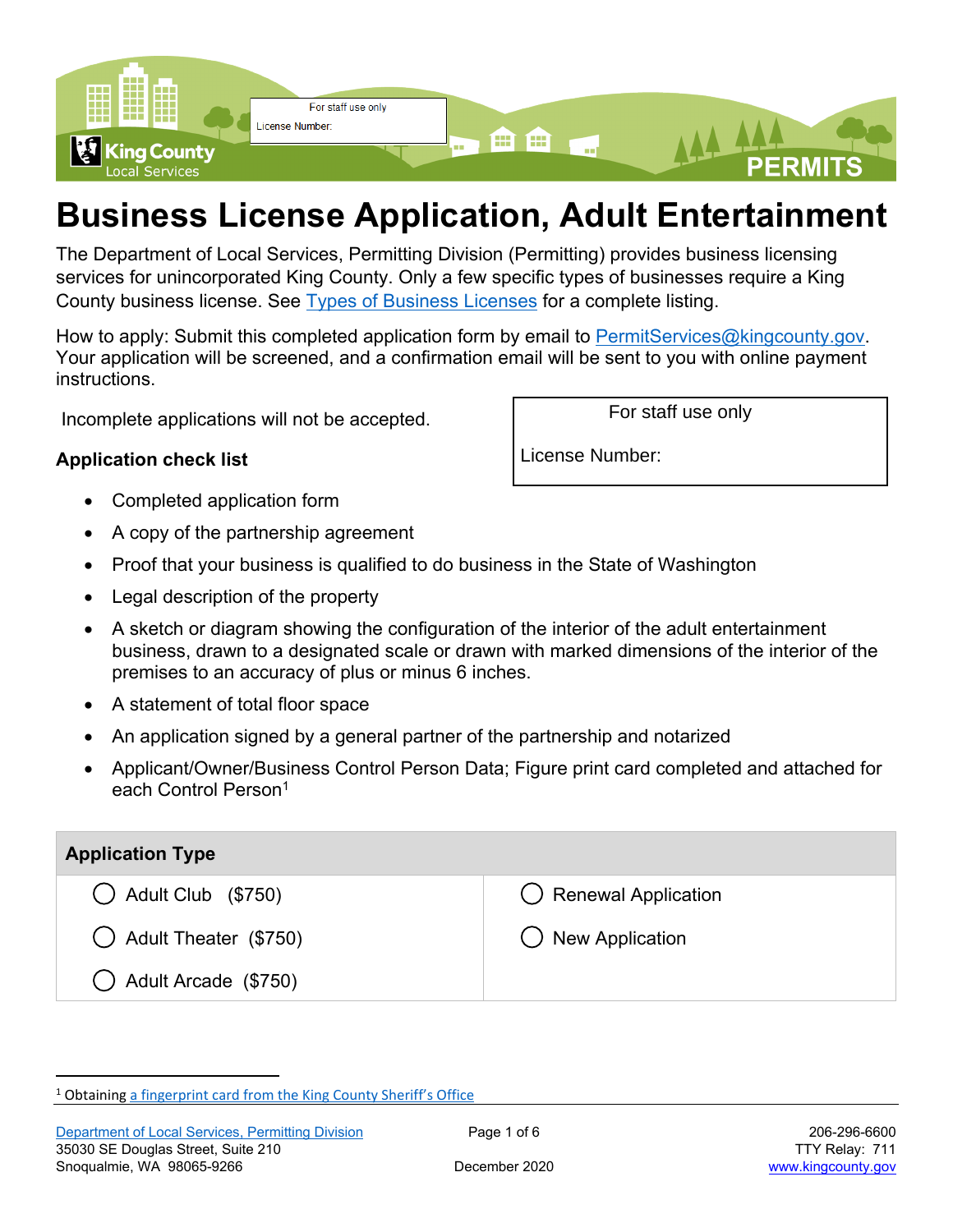For staff use only

License Number:

# Business License Application, Adult Entertainment

The Department of Local Services, Permitting Division (Permitting) provides business licensing services for unincorporated King County. Only a few specific types of businesses require a King County business license. See [Types of Business Licenses](#) for a complete listing.

How to apply: Submit this completed application form by email to [PermitServices@kingcounty.gov](mailto:PermitServices@kingcounty.gov). Your application will be screened, and a confirmation email will be sent to you with online payment instructions.

Incomplete applications will not be accepted.

| For staff use only |
| --- |
| License Number: |

**Application check list**

- Completed application form
- A copy of the partnership agreement
- Proof that your business is qualified to do business in the State of Washington
- Legal description of the property
- A sketch or diagram showing the configuration of the interior of the adult entertainment business, drawn to a designated scale or drawn with marked dimensions of the interior of the premises to an accuracy of plus or minus 6 inches.
- A statement of total floor space
- An application signed by a general partner of the partnership and notarized
- Applicant/Owner/Business Control Person Data; Figure print card completed and attached for each Control Person[1]

| Application Type | |
| --- | --- |
| ◯ Adult Club ($750) | ◯ Renewal Application |
| ◯ Adult Theater ($750) | ◯ New Application |
| ◯ Adult Arcade ($750) | |

[1] Obtaining [a fingerprint card from the King County Sheriff's Office](#)

[Department of Local Services, Permitting Division](#)
35030 SE Douglas Street, Suite 210
Snoqualmie, WA 98065-9266

December 2020

206-296-6600
TTY Relay: 711
[www.kingcounty.gov](http://www.kingcounty.gov)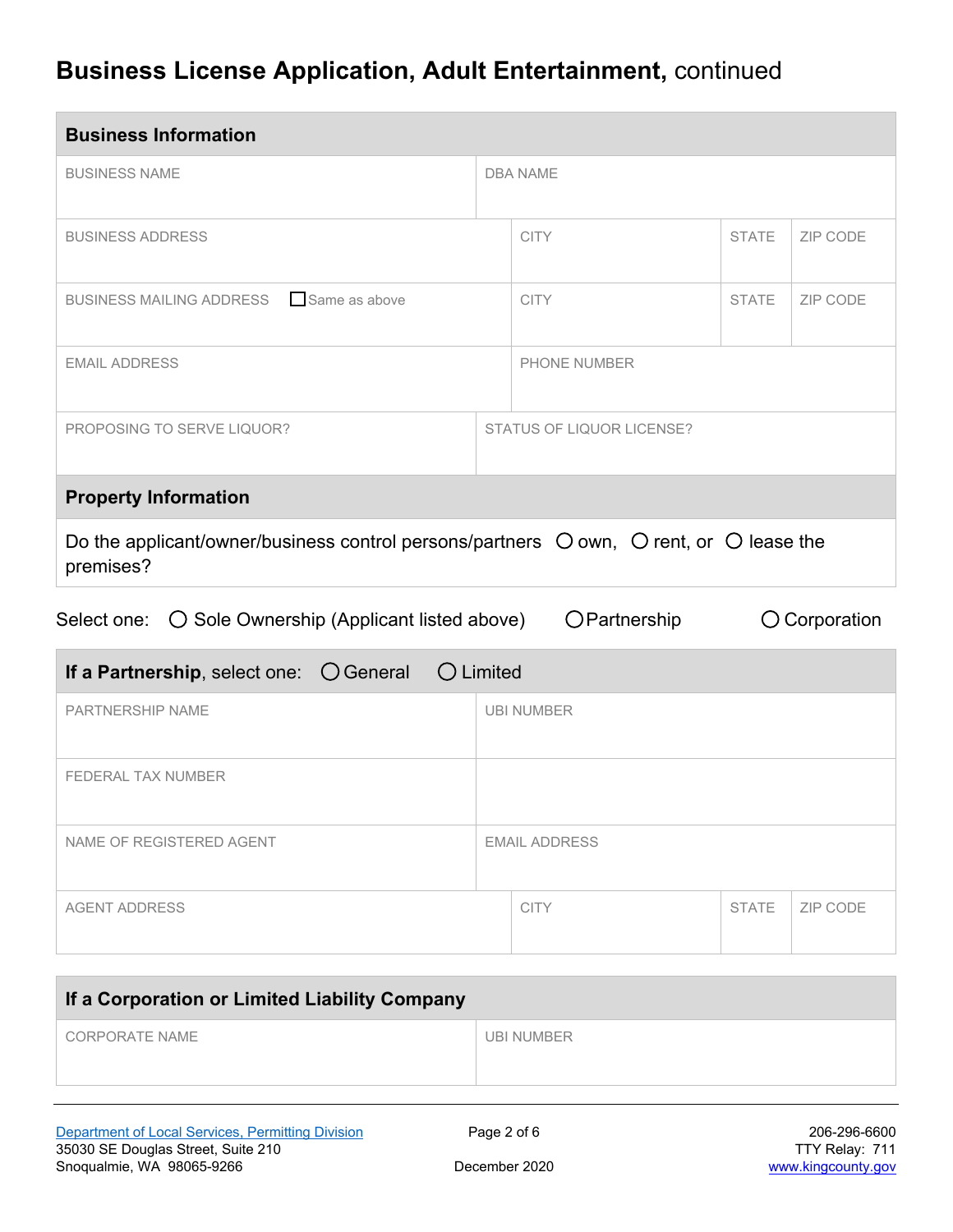# Business License Application, Adult Entertainment, continued

## Business Information

| BUSINESS NAME | DBA NAME | | |
|---|---|---|---|
| BUSINESS ADDRESS | CITY | STATE | ZIP CODE |
| BUSINESS MAILING ADDRESS ☐ Same as above | CITY | STATE | ZIP CODE |
| EMAIL ADDRESS | PHONE NUMBER | | |
| PROPOSING TO SERVE LIQUOR? | STATUS OF LIQUOR LICENSE? | | |

## Property Information

Do the applicant/owner/business control persons/partners ○ own, ○ rent, or ○ lease the premises?

Select one: ○ Sole Ownership (Applicant listed above) ○ Partnership ○ Corporation

## If a Partnership, select one: ○ General ○ Limited

| PARTNERSHIP NAME | UBI NUMBER | | |
|---|---|---|---|
| FEDERAL TAX NUMBER | | | |
| NAME OF REGISTERED AGENT | EMAIL ADDRESS | | |
| AGENT ADDRESS | CITY | STATE | ZIP CODE |

## If a Corporation or Limited Liability Company

| CORPORATE NAME | UBI NUMBER |
|---|---|

Department of Local Services, Permitting Division
35030 SE Douglas Street, Suite 210
Snoqualmie, WA 98065-9266

December 2020

206-296-6600
TTY Relay: 711
www.kingcounty.gov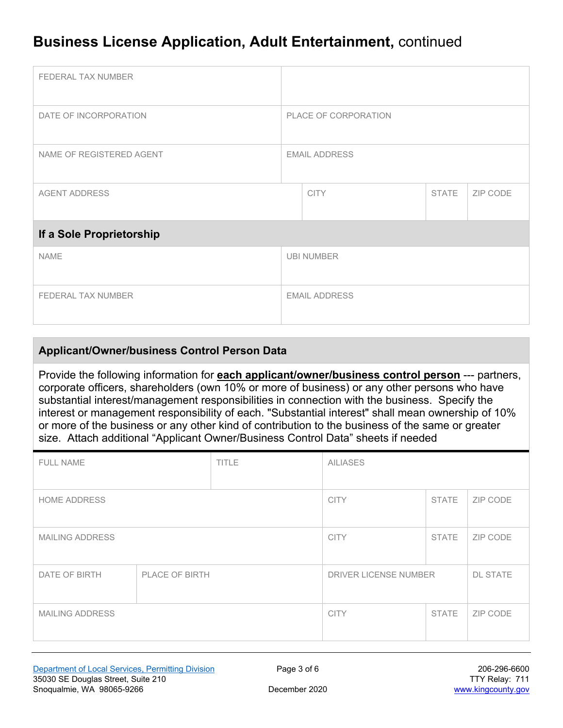# Business License Application, Adult Entertainment, continued

| FEDERAL TAX NUMBER | |
|---|---|
| DATE OF INCORPORATION | PLACE OF CORPORATION |
| NAME OF REGISTERED AGENT | EMAIL ADDRESS |

| AGENT ADDRESS | CITY | STATE | ZIP CODE |
|---|---|---|---|
| | | | |

### If a Sole Proprietorship

| NAME | UBI NUMBER |
|---|---|
| FEDERAL TAX NUMBER | EMAIL ADDRESS |

### Applicant/Owner/business Control Person Data

Provide the following information for **each applicant/owner/business control person** --- partners, corporate officers, shareholders (own 10% or more of business) or any other persons who have substantial interest/management responsibilities in connection with the business. Specify the interest or management responsibility of each. "Substantial interest" shall mean ownership of 10% or more of the business or any other kind of contribution to the business of the same or greater size. Attach additional "Applicant Owner/Business Control Data" sheets if needed

| FULL NAME | TITLE | AILIASES |
|---|---|---|
| | | |

| HOME ADDRESS | CITY | STATE | ZIP CODE |
|---|---|---|---|
| MAILING ADDRESS | CITY | STATE | ZIP CODE |

| DATE OF BIRTH | PLACE OF BIRTH | DRIVER LICENSE NUMBER | DL STATE |
|---|---|---|---|
| | | | |

| MAILING ADDRESS | CITY | STATE | ZIP CODE |
|---|---|---|---|
| | | | |

Department of Local Services, Permitting Division
35030 SE Douglas Street, Suite 210
Snoqualmie, WA 98065-9266

December 2020

206-296-6600
TTY Relay: 711
www.kingcounty.gov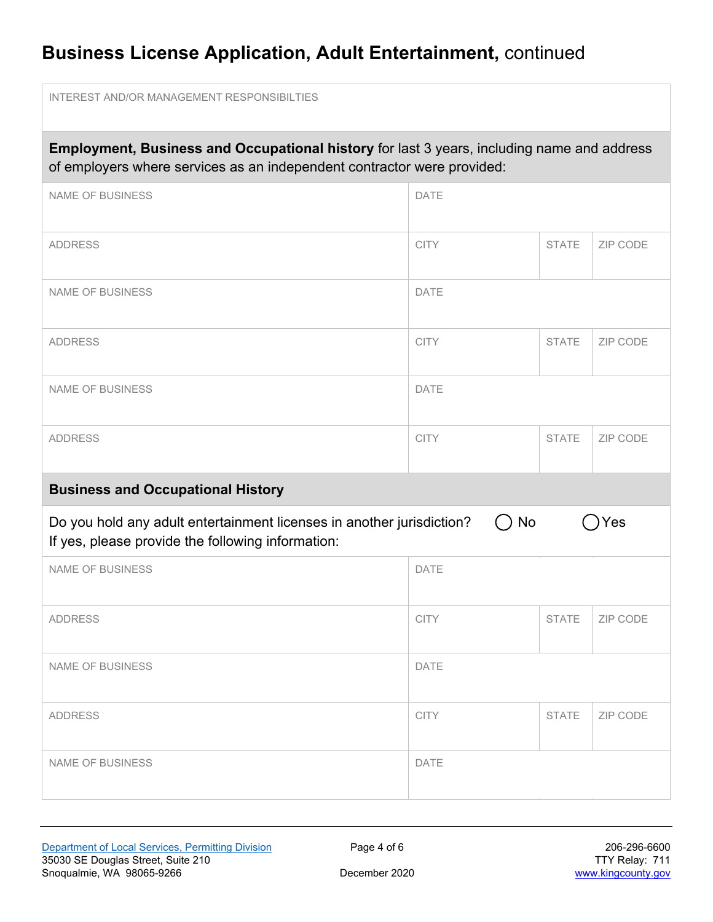# Business License Application, Adult Entertainment, continued

| INTEREST AND/OR MANAGEMENT RESPONSIBILTIES |
| --- |
| |

**Employment, Business and Occupational history** for last 3 years, including name and address of employers where services as an independent contractor were provided:

| NAME OF BUSINESS | DATE | | |
| --- | --- | --- | --- |
| | | | |
| ADDRESS | CITY | STATE | ZIP CODE |
| | | | |
| NAME OF BUSINESS | DATE | | |
| | | | |
| ADDRESS | CITY | STATE | ZIP CODE |
| | | | |
| NAME OF BUSINESS | DATE | | |
| | | | |
| ADDRESS | CITY | STATE | ZIP CODE |
| | | | |

**Business and Occupational History**

Do you hold any adult entertainment licenses in another jurisdiction? ◯ No ◯ Yes
If yes, please provide the following information:

| NAME OF BUSINESS | DATE | | |
| --- | --- | --- | --- |
| | | | |
| ADDRESS | CITY | STATE | ZIP CODE |
| | | | |
| NAME OF BUSINESS | DATE | | |
| | | | |
| ADDRESS | CITY | STATE | ZIP CODE |
| | | | |
| NAME OF BUSINESS | DATE | | |
| | | | |

Department of Local Services, Permitting Division
35030 SE Douglas Street, Suite 210
Snoqualmie, WA 98065-9266

December 2020

206-296-6600
TTY Relay: 711
www.kingcounty.gov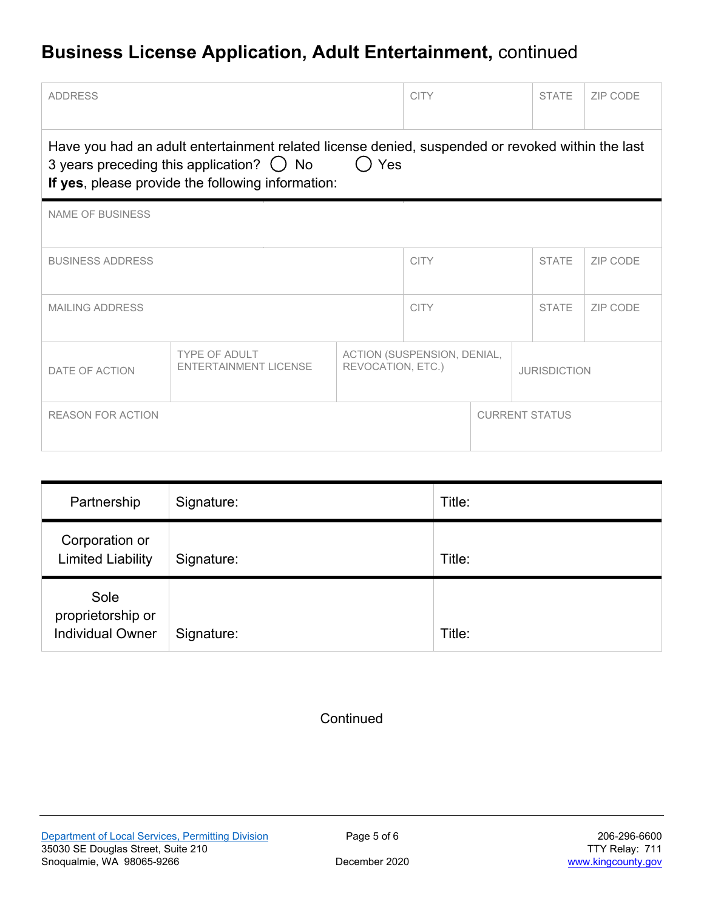# Business License Application, Adult Entertainment, continued

| ADDRESS | CITY | STATE | ZIP CODE |
|---|---|---|---|
| | | | |

Have you had an adult entertainment related license denied, suspended or revoked within the last 3 years preceding this application? ◯ No ◯ Yes

**If yes**, please provide the following information:

| NAME OF BUSINESS | | | |
|---|---|---|---|
| | | | |
| **BUSINESS ADDRESS** | **CITY** | **STATE** | **ZIP CODE** |
| | | | |
| **MAILING ADDRESS** | **CITY** | **STATE** | **ZIP CODE** |
| | | | |

| DATE OF ACTION | TYPE OF ADULT ENTERTAINMENT LICENSE | ACTION (SUSPENSION, DENIAL, REVOCATION, ETC.) | JURISDICTION |
|---|---|---|---|
| | | | |

| REASON FOR ACTION | CURRENT STATUS |
|---|---|
| | |

| | | |
|---|---|---|
| Partnership | Signature: | Title: |
| Corporation or Limited Liability | Signature: | Title: |
| Sole proprietorship or Individual Owner | Signature: | Title: |

Continued

Department of Local Services, Permitting Division
35030 SE Douglas Street, Suite 210
Snoqualmie, WA 98065-9266

December 2020

206-296-6600
TTY Relay: 711
www.kingcounty.gov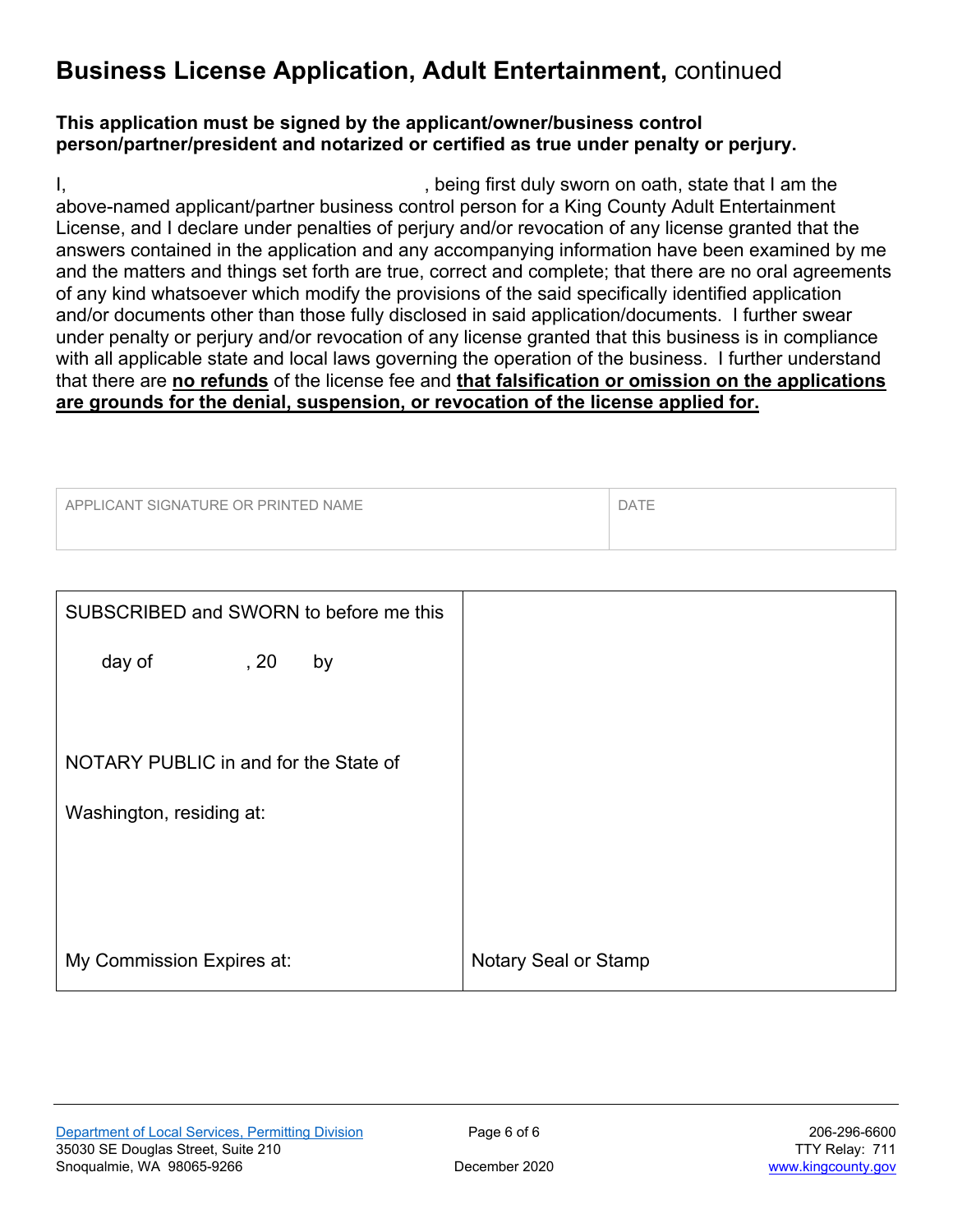## **Business License Application, Adult Entertainment,** continued

**This application must be signed by the applicant/owner/business control person/partner/president and notarized or certified as true under penalty or perjury.**

I, \_\_\_\_\_\_\_\_\_\_\_\_\_\_\_\_\_\_\_\_\_\_\_\_\_\_\_\_\_\_\_\_\_\_, being first duly sworn on oath, state that I am the above-named applicant/partner business control person for a King County Adult Entertainment License, and I declare under penalties of perjury and/or revocation of any license granted that the answers contained in the application and any accompanying information have been examined by me and the matters and things set forth are true, correct and complete; that there are no oral agreements of any kind whatsoever which modify the provisions of the said specifically identified application and/or documents other than those fully disclosed in said application/documents. I further swear under penalty or perjury and/or revocation of any license granted that this business is in compliance with all applicable state and local laws governing the operation of the business. I further understand that there are **no refunds** of the license fee and **that falsification or omission on the applications are grounds for the denial, suspension, or revocation of the license applied for.**

| APPLICANT SIGNATURE OR PRINTED NAME | DATE |
|---|---|
| | |

| | |
|---|---|
| SUBSCRIBED and SWORN to before me this<br><br>day of , 20 by<br><br>NOTARY PUBLIC in and for the State of<br><br>Washington, residing at:<br><br>My Commission Expires at: | Notary Seal or Stamp |

Department of Local Services, Permitting Division
35030 SE Douglas Street, Suite 210
Snoqualmie, WA 98065-9266

December 2020

206-296-6600
TTY Relay: 711
www.kingcounty.gov